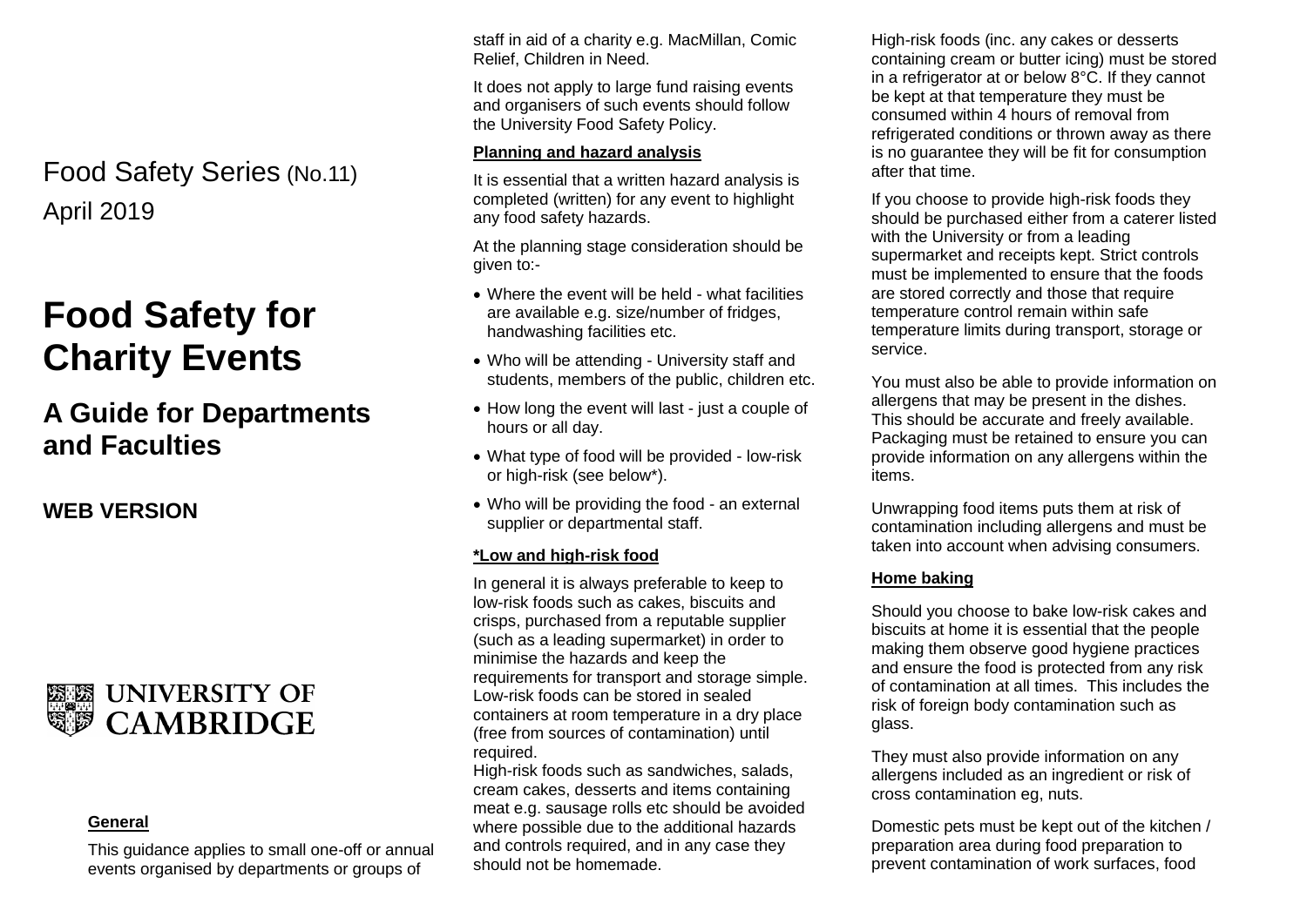Food Safety Series (No.11)

April 2019

# Food Safety for Charity Events

## A Guide for Departments and Faculties

### WEB VERSION

UNIVERSITY OF CAMBRIDGE

**General**

This guidance applies to small one-off or annual events organised by departments or groups of staff in aid of a charity e.g. MacMillan, Comic Relief, Children in Need.

It does not apply to large fund raising events and organisers of such events should follow the University Food Safety Policy.

**Planning and hazard analysis**

It is essential that a written hazard analysis is completed (written) for any event to highlight any food safety hazards.

At the planning stage consideration should be given to:-

- Where the event will be held - what facilities are available e.g. size/number of fridges, handwashing facilities etc.
- Who will be attending - University staff and students, members of the public, children etc.
- How long the event will last - just a couple of hours or all day.
- What type of food will be provided - low-risk or high-risk (see below*).
- Who will be providing the food - an external supplier or departmental staff.

**\*Low and high-risk food**

In general it is always preferable to keep to low-risk foods such as cakes, biscuits and crisps, purchased from a reputable supplier (such as a leading supermarket) in order to minimise the hazards and keep the requirements for transport and storage simple. Low-risk foods can be stored in sealed containers at room temperature in a dry place (free from sources of contamination) until required.

High-risk foods such as sandwiches, salads, cream cakes, desserts and items containing meat e.g. sausage rolls etc should be avoided where possible due to the additional hazards and controls required, and in any case they should not be homemade.

High-risk foods (inc. any cakes or desserts containing cream or butter icing) must be stored in a refrigerator at or below 8°C. If they cannot be kept at that temperature they must be consumed within 4 hours of removal from refrigerated conditions or thrown away as there is no guarantee they will be fit for consumption after that time.

If you choose to provide high-risk foods they should be purchased either from a caterer listed with the University or from a leading supermarket and receipts kept. Strict controls must be implemented to ensure that the foods are stored correctly and those that require temperature control remain within safe temperature limits during transport, storage or service.

You must also be able to provide information on allergens that may be present in the dishes. This should be accurate and freely available. Packaging must be retained to ensure you can provide information on any allergens within the items.

Unwrapping food items puts them at risk of contamination including allergens and must be taken into account when advising consumers.

**Home baking**

Should you choose to bake low-risk cakes and biscuits at home it is essential that the people making them observe good hygiene practices and ensure the food is protected from any risk of contamination at all times. This includes the risk of foreign body contamination such as glass.

They must also provide information on any allergens included as an ingredient or risk of cross contamination eg, nuts.

Domestic pets must be kept out of the kitchen / preparation area during food preparation to prevent contamination of work surfaces, food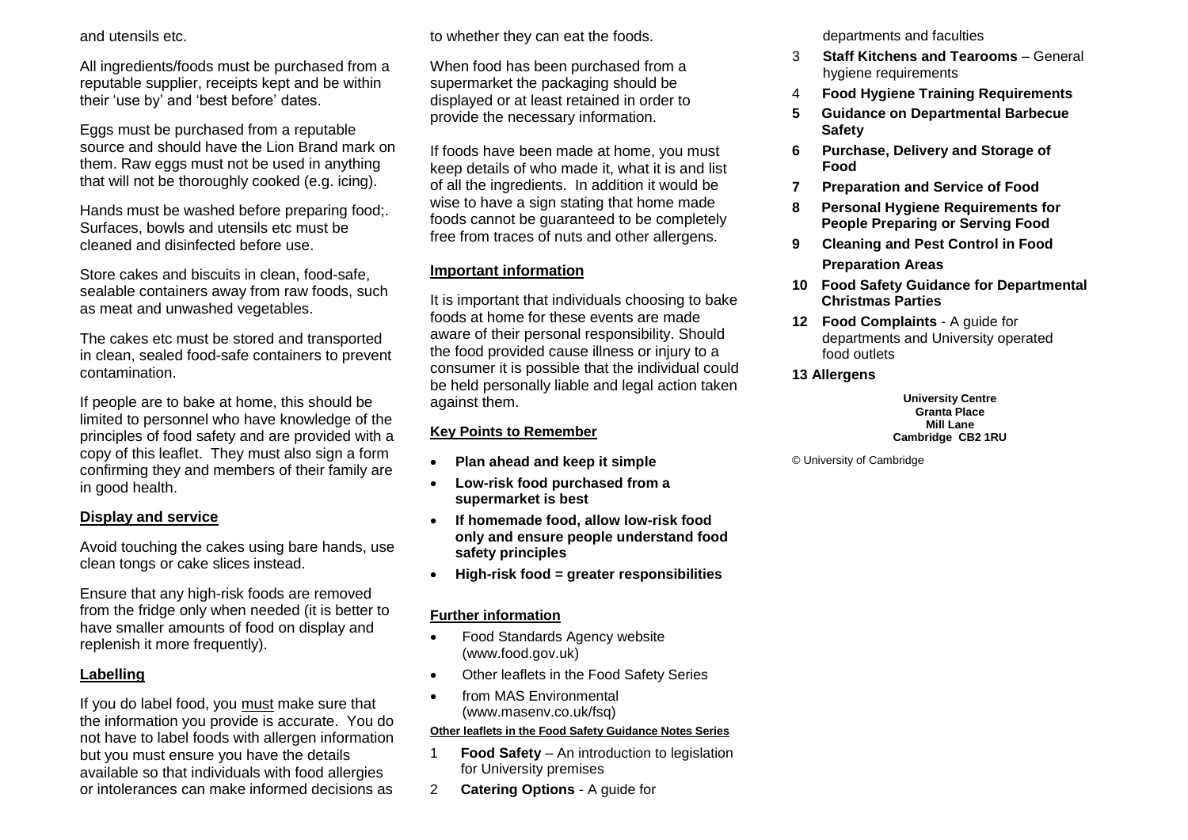and utensils etc.

All ingredients/foods must be purchased from a reputable supplier, receipts kept and be within their 'use by' and 'best before' dates.

Eggs must be purchased from a reputable source and should have the Lion Brand mark on them. Raw eggs must not be used in anything that will not be thoroughly cooked (e.g. icing).

Hands must be washed before preparing food;. Surfaces, bowls and utensils etc must be cleaned and disinfected before use.

Store cakes and biscuits in clean, food-safe, sealable containers away from raw foods, such as meat and unwashed vegetables.

The cakes etc must be stored and transported in clean, sealed food-safe containers to prevent contamination.

If people are to bake at home, this should be limited to personnel who have knowledge of the principles of food safety and are provided with a copy of this leaflet. They must also sign a form confirming they and members of their family are in good health.

## Display and service

Avoid touching the cakes using bare hands, use clean tongs or cake slices instead.

Ensure that any high-risk foods are removed from the fridge only when needed (it is better to have smaller amounts of food on display and replenish it more frequently).

## Labelling

If you do label food, you must make sure that the information you provide is accurate. You do not have to label foods with allergen information but you must ensure you have the details available so that individuals with food allergies or intolerances can make informed decisions as to whether they can eat the foods.

When food has been purchased from a supermarket the packaging should be displayed or at least retained in order to provide the necessary information.

If foods have been made at home, you must keep details of who made it, what it is and list of all the ingredients. In addition it would be wise to have a sign stating that home made foods cannot be guaranteed to be completely free from traces of nuts and other allergens.

## Important information

It is important that individuals choosing to bake foods at home for these events are made aware of their personal responsibility. Should the food provided cause illness or injury to a consumer it is possible that the individual could be held personally liable and legal action taken against them.

## Key Points to Remember

- **Plan ahead and keep it simple**
- **Low-risk food purchased from a supermarket is best**
- **If homemade food, allow low-risk food only and ensure people understand food safety principles**
- **High-risk food = greater responsibilities**

## Further information

- Food Standards Agency website (www.food.gov.uk)
- Other leaflets in the Food Safety Series
- from MAS Environmental (www.masenv.co.uk/fsq)

**Other leaflets in the Food Safety Guidance Notes Series**

1 **Food Safety** – An introduction to legislation for University premises
2 **Catering Options** - A guide for departments and faculties
3 **Staff Kitchens and Tearooms** – General hygiene requirements
4 **Food Hygiene Training Requirements**
5 **Guidance on Departmental Barbecue Safety**
6 **Purchase, Delivery and Storage of Food**
7 **Preparation and Service of Food**
8 **Personal Hygiene Requirements for People Preparing or Serving Food**
9 **Cleaning and Pest Control in Food Preparation Areas**
10 **Food Safety Guidance for Departmental Christmas Parties**
12 **Food Complaints** - A guide for departments and University operated food outlets
13 **Allergens**

**University Centre**
**Granta Place**
**Mill Lane**
**Cambridge CB2 1RU**

© University of Cambridge